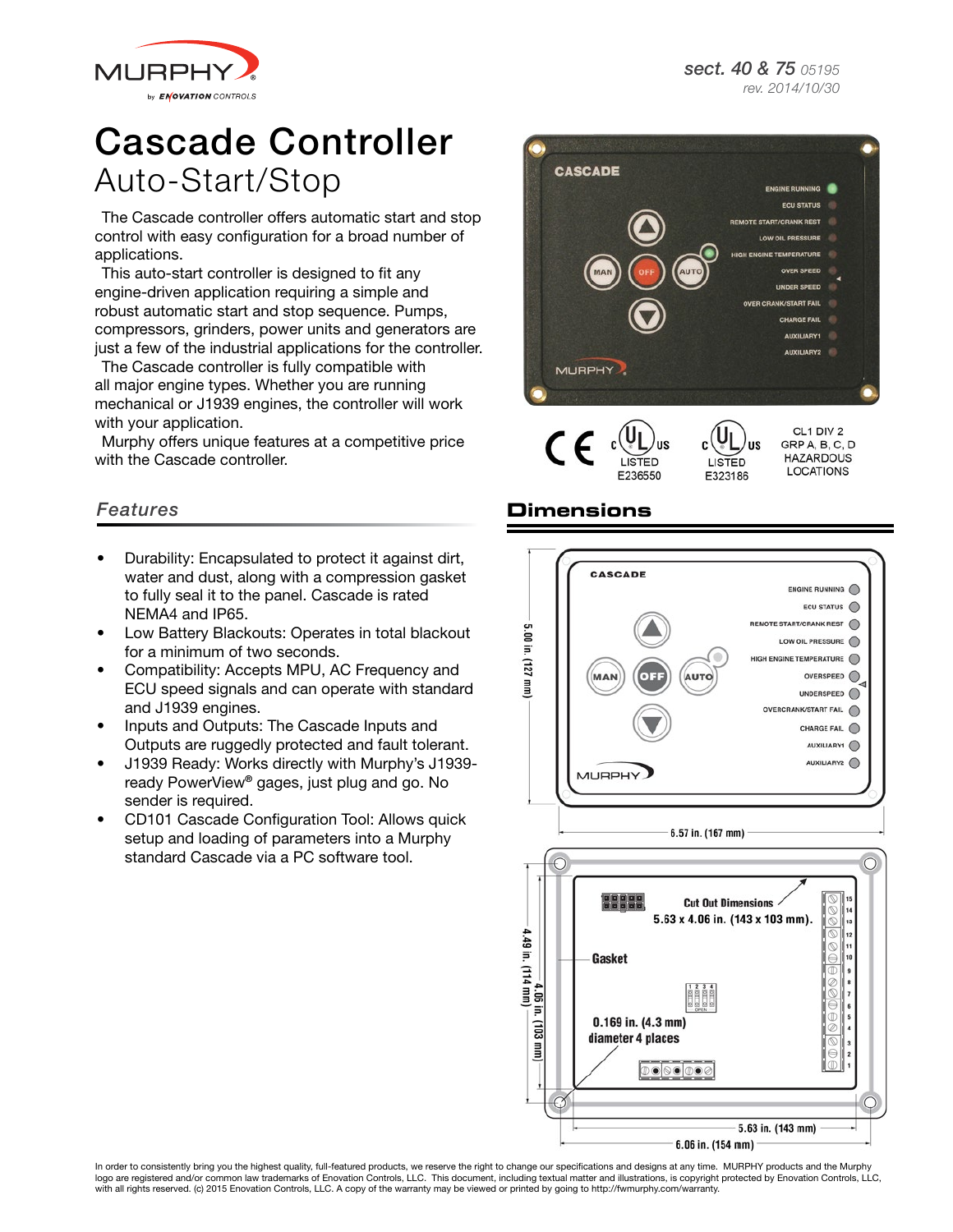MURPHY by ENOVATION CONTROLS

sect. 40 & 75 05195
rev. 2014/10/30

# Cascade Controller

## Auto-Start/Stop

The Cascade controller offers automatic start and stop control with easy configuration for a broad number of applications.

This auto-start controller is designed to fit any engine-driven application requiring a simple and robust automatic start and stop sequence. Pumps, compressors, grinders, power units and generators are just a few of the industrial applications for the controller.

The Cascade controller is fully compatible with all major engine types. Whether you are running mechanical or J1939 engines, the controller will work with your application.

Murphy offers unique features at a competitive price with the Cascade controller.

CE | c UL us LISTED E236550 | c UL us LISTED E323186 | CL1 DIV 2 GRP A, B, C, D HAZARDOUS LOCATIONS

## Features

- Durability: Encapsulated to protect it against dirt, water and dust, along with a compression gasket to fully seal it to the panel. Cascade is rated NEMA4 and IP65.
- Low Battery Blackouts: Operates in total blackout for a minimum of two seconds.
- Compatibility: Accepts MPU, AC Frequency and ECU speed signals and can operate with standard and J1939 engines.
- Inputs and Outputs: The Cascade Inputs and Outputs are ruggedly protected and fault tolerant.
- J1939 Ready: Works directly with Murphy's J1939-ready PowerView® gages, just plug and go. No sender is required.
- CD101 Cascade Configuration Tool: Allows quick setup and loading of parameters into a Murphy standard Cascade via a PC software tool.

## Dimensions

Front panel: 6.57 in. (167 mm) wide × 5.00 in. (127 mm) high

Rear view:
- Cut Out Dimensions 5.63 x 4.06 in. (143 x 103 mm).
- Gasket
- 0.169 in. (4.3 mm) diameter 4 places
- 5.63 in. (143 mm)
- 6.06 in. (154 mm)
- 4.49 in. (114 mm)
- 4.06 in. (103 mm)

In order to consistently bring you the highest quality, full-featured products, we reserve the right to change our specifications and designs at any time. MURPHY products and the Murphy logo are registered and/or common law trademarks of Enovation Controls, LLC. This document, including textual matter and illustrations, is copyright protected by Enovation Controls, LLC, with all rights reserved. (c) 2015 Enovation Controls, LLC. A copy of the warranty may be viewed or printed by going to http://fwmurphy.com/warranty.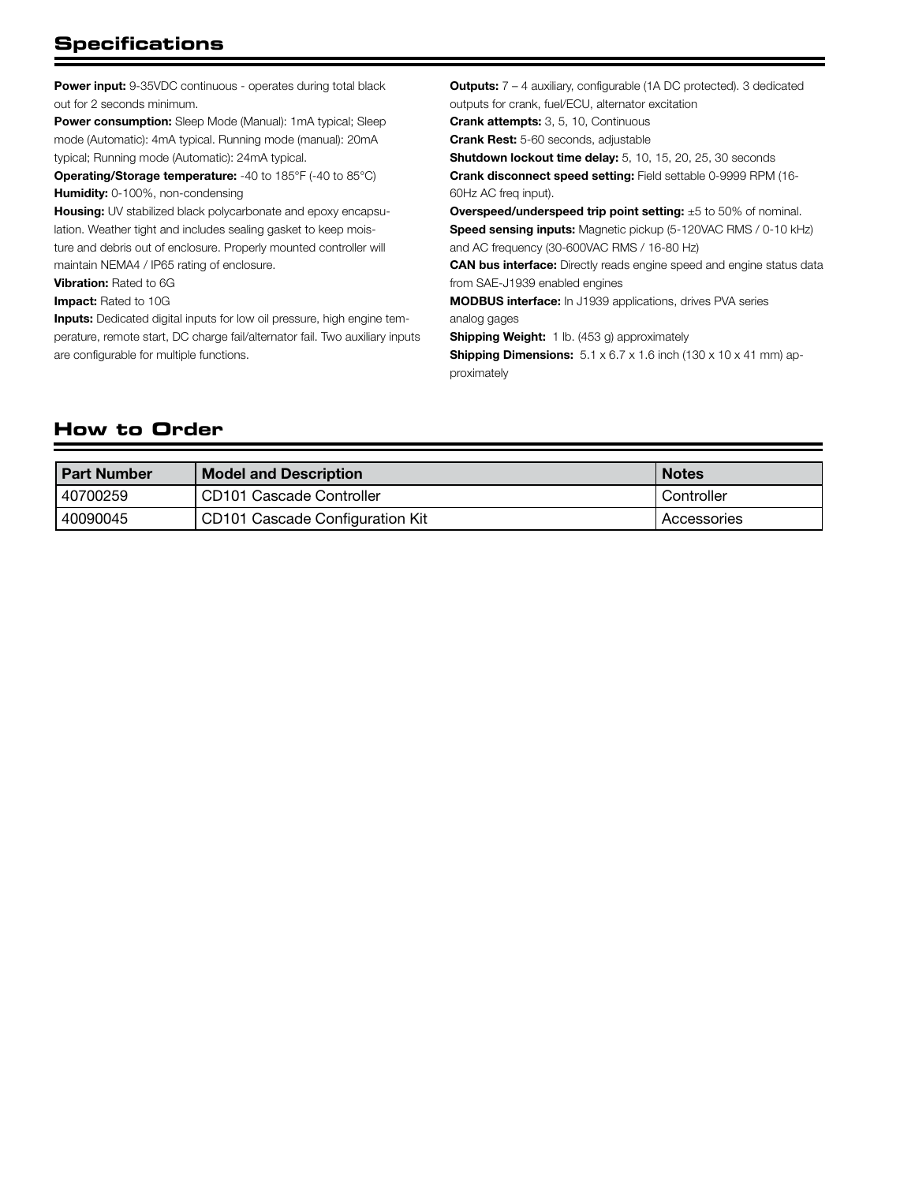## Specifications

**Power input:** 9-35VDC continuous - operates during total black out for 2 seconds minimum.

**Power consumption:** Sleep Mode (Manual): 1mA typical; Sleep mode (Automatic): 4mA typical. Running mode (manual): 20mA typical; Running mode (Automatic): 24mA typical.

**Operating/Storage temperature:** -40 to 185°F (-40 to 85°C)

**Humidity:** 0-100%, non-condensing

**Housing:** UV stabilized black polycarbonate and epoxy encapsulation. Weather tight and includes sealing gasket to keep moisture and debris out of enclosure. Properly mounted controller will maintain NEMA4 / IP65 rating of enclosure.

**Vibration:** Rated to 6G

**Impact:** Rated to 10G

**Inputs:** Dedicated digital inputs for low oil pressure, high engine temperature, remote start, DC charge fail/alternator fail. Two auxiliary inputs are configurable for multiple functions.

**Outputs:** 7 – 4 auxiliary, configurable (1A DC protected). 3 dedicated outputs for crank, fuel/ECU, alternator excitation

**Crank attempts:** 3, 5, 10, Continuous

**Crank Rest:** 5-60 seconds, adjustable

**Shutdown lockout time delay:** 5, 10, 15, 20, 25, 30 seconds

**Crank disconnect speed setting:** Field settable 0-9999 RPM (16-60Hz AC freq input).

**Overspeed/underspeed trip point setting:** ±5 to 50% of nominal.

**Speed sensing inputs:** Magnetic pickup (5-120VAC RMS / 0-10 kHz) and AC frequency (30-600VAC RMS / 16-80 Hz)

**CAN bus interface:** Directly reads engine speed and engine status data from SAE-J1939 enabled engines

**MODBUS interface:** In J1939 applications, drives PVA series analog gages

**Shipping Weight:** 1 lb. (453 g) approximately

**Shipping Dimensions:** 5.1 x 6.7 x 1.6 inch (130 x 10 x 41 mm) approximately

## How to Order

| Part Number | Model and Description | Notes |
|---|---|---|
| 40700259 | CD101 Cascade Controller | Controller |
| 40090045 | CD101 Cascade Configuration Kit | Accessories |